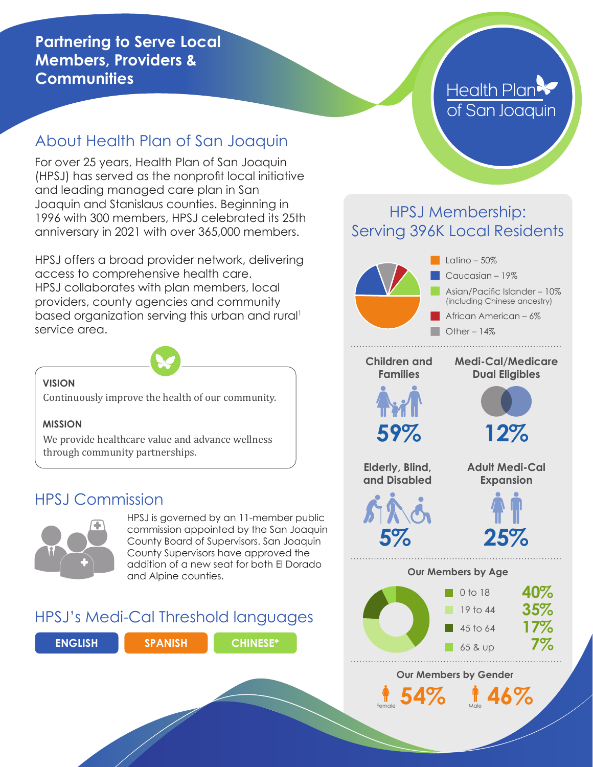# Partnering to Serve Local Members, Providers & Communities

Health Plan of San Joaquin

## About Health Plan of San Joaquin

For over 25 years, Health Plan of San Joaquin (HPSJ) has served as the nonprofit local initiative and leading managed care plan in San Joaquin and Stanislaus counties. Beginning in 1996 with 300 members, HPSJ celebrated its 25th anniversary in 2021 with over 365,000 members.

HPSJ offers a broad provider network, delivering access to comprehensive health care. HPSJ collaborates with plan members, local providers, county agencies and community based organization serving this urban and rural[1] service area.

**VISION**

Continuously improve the health of our community.

**MISSION**

We provide healthcare value and advance wellness through community partnerships.

## HPSJ Commission

HPSJ is governed by an 11-member public commission appointed by the San Joaquin County Board of Supervisors. San Joaquin County Supervisors have approved the addition of a new seat for both El Dorado and Alpine counties.

## HPSJ's Medi-Cal Threshold languages

**ENGLISH** | **SPANISH** | **CHINESE***

## HPSJ Membership: Serving 396K Local Residents

- Latino – 50%
- Caucasian – 19%
- Asian/Pacific Islander – 10% (including Chinese ancestry)
- African American – 6%
- Other – 14%

| Children and Families | Medi-Cal/Medicare Dual Eligibles |
|---|---|
| 59% | 12% |

| Elderly, Blind, and Disabled | Adult Medi-Cal Expansion |
|---|---|
| 5% | 25% |

**Our Members by Age**

| Age | Percent |
|---|---|
| 0 to 18 | 40% |
| 19 to 44 | 35% |
| 45 to 64 | 17% |
| 65 & up | 7% |

**Our Members by Gender**

Female 54% | Male 46%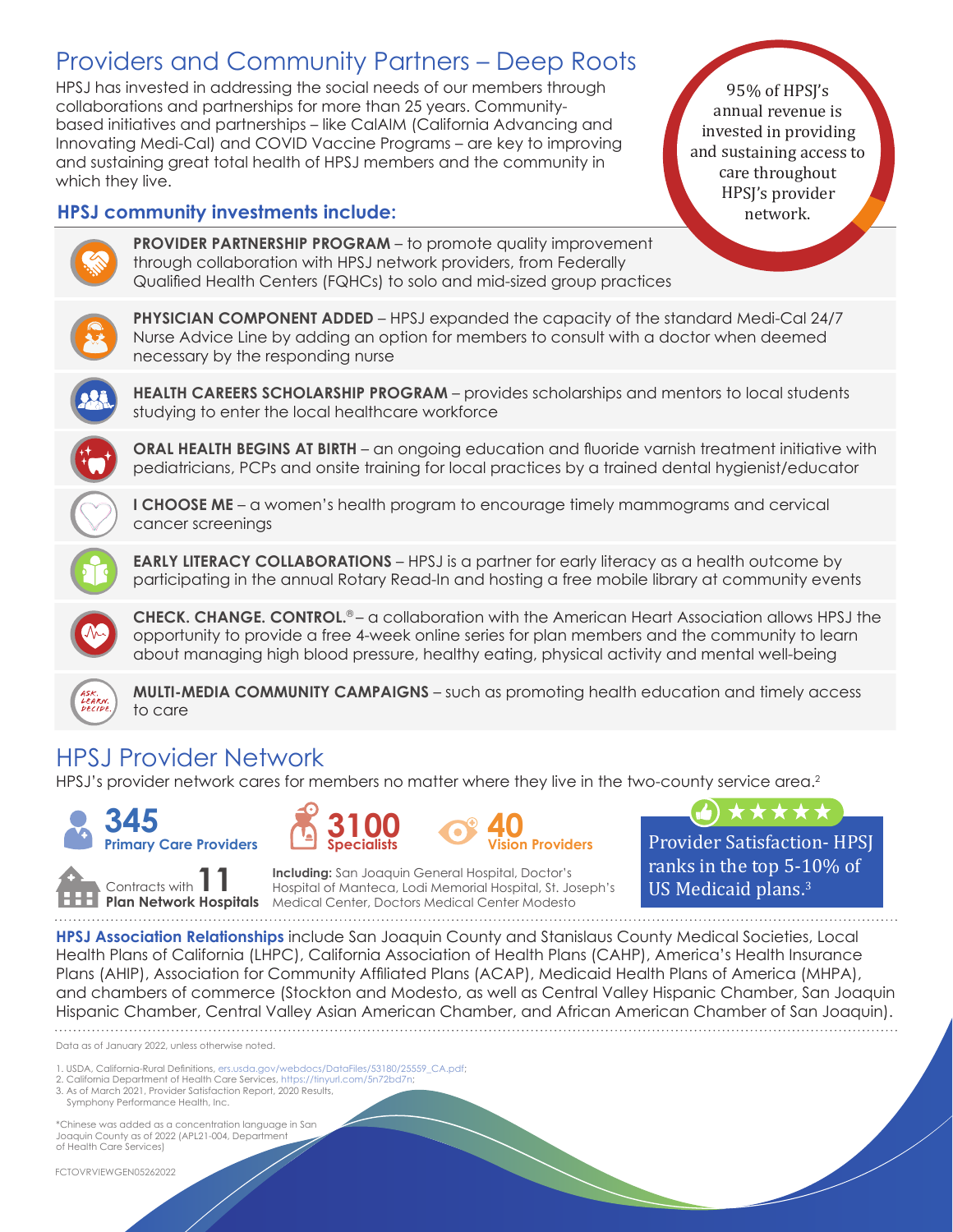# Providers and Community Partners – Deep Roots

HPSJ has invested in addressing the social needs of our members through collaborations and partnerships for more than 25 years. Community-based initiatives and partnerships – like CalAIM (California Advancing and Innovating Medi-Cal) and COVID Vaccine Programs – are key to improving and sustaining great total health of HPSJ members and the community in which they live.

95% of HPSJ's annual revenue is invested in providing and sustaining access to care throughout HPSJ's provider network.

### HPSJ community investments include:

**PROVIDER PARTNERSHIP PROGRAM** – to promote quality improvement through collaboration with HPSJ network providers, from Federally Qualified Health Centers (FQHCs) to solo and mid-sized group practices

**PHYSICIAN COMPONENT ADDED** – HPSJ expanded the capacity of the standard Medi-Cal 24/7 Nurse Advice Line by adding an option for members to consult with a doctor when deemed necessary by the responding nurse

**HEALTH CAREERS SCHOLARSHIP PROGRAM** – provides scholarships and mentors to local students studying to enter the local healthcare workforce

**ORAL HEALTH BEGINS AT BIRTH** – an ongoing education and fluoride varnish treatment initiative with pediatricians, PCPs and onsite training for local practices by a trained dental hygienist/educator

**I CHOOSE ME** – a women's health program to encourage timely mammograms and cervical cancer screenings

**EARLY LITERACY COLLABORATIONS** – HPSJ is a partner for early literacy as a health outcome by participating in the annual Rotary Read-In and hosting a free mobile library at community events

**CHECK. CHANGE. CONTROL.®** – a collaboration with the American Heart Association allows HPSJ the opportunity to provide a free 4-week online series for plan members and the community to learn about managing high blood pressure, healthy eating, physical activity and mental well-being

**MULTI-MEDIA COMMUNITY CAMPAIGNS** – such as promoting health education and timely access to care

# HPSJ Provider Network

HPSJ's provider network cares for members no matter where they live in the two-county service area.[2]

**345** Primary Care Providers

**3100** Specialists

**40** Vision Providers

Contracts with **11 Plan Network Hospitals**

**Including:** San Joaquin General Hospital, Doctor's Hospital of Manteca, Lodi Memorial Hospital, St. Joseph's Medical Center, Doctors Medical Center Modesto

Provider Satisfaction- HPSJ ranks in the top 5-10% of US Medicaid plans.[3]

**HPSJ Association Relationships** include San Joaquin County and Stanislaus County Medical Societies, Local Health Plans of California (LHPC), California Association of Health Plans (CAHP), America's Health Insurance Plans (AHIP), Association for Community Affiliated Plans (ACAP), Medicaid Health Plans of America (MHPA), and chambers of commerce (Stockton and Modesto, as well as Central Valley Hispanic Chamber, San Joaquin Hispanic Chamber, Central Valley Asian American Chamber, and African American Chamber of San Joaquin).

Data as of January 2022, unless otherwise noted.

1. USDA, California-Rural Definitions, ers.usda.gov/webdocs/DataFiles/53180/25559_CA.pdf;
2. California Department of Health Care Services, https://tinyurl.com/5n72bd7n;
3. As of March 2021, Provider Satisfaction Report, 2020 Results, Symphony Performance Health, Inc.

*Chinese was added as a concentration language in San Joaquin County as of 2022 (APL21-004, Department of Health Care Services)

FCTOVRVIEWGEN05262022